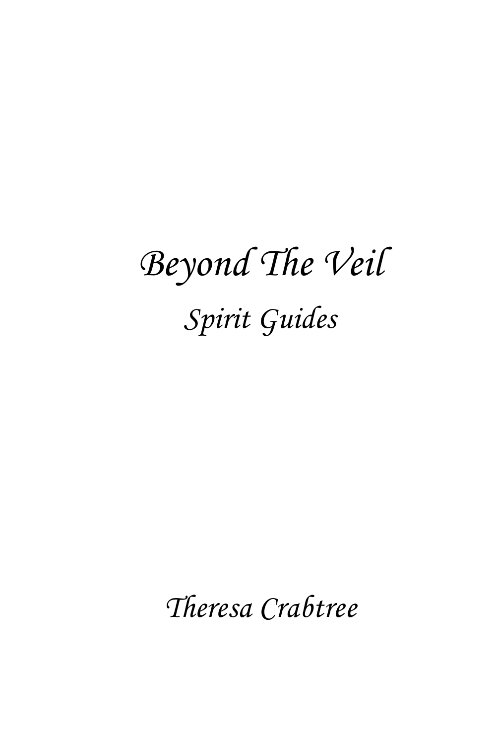# *Beyond The Veil*

## *Spirit Guides*

*Theresa Crabtree*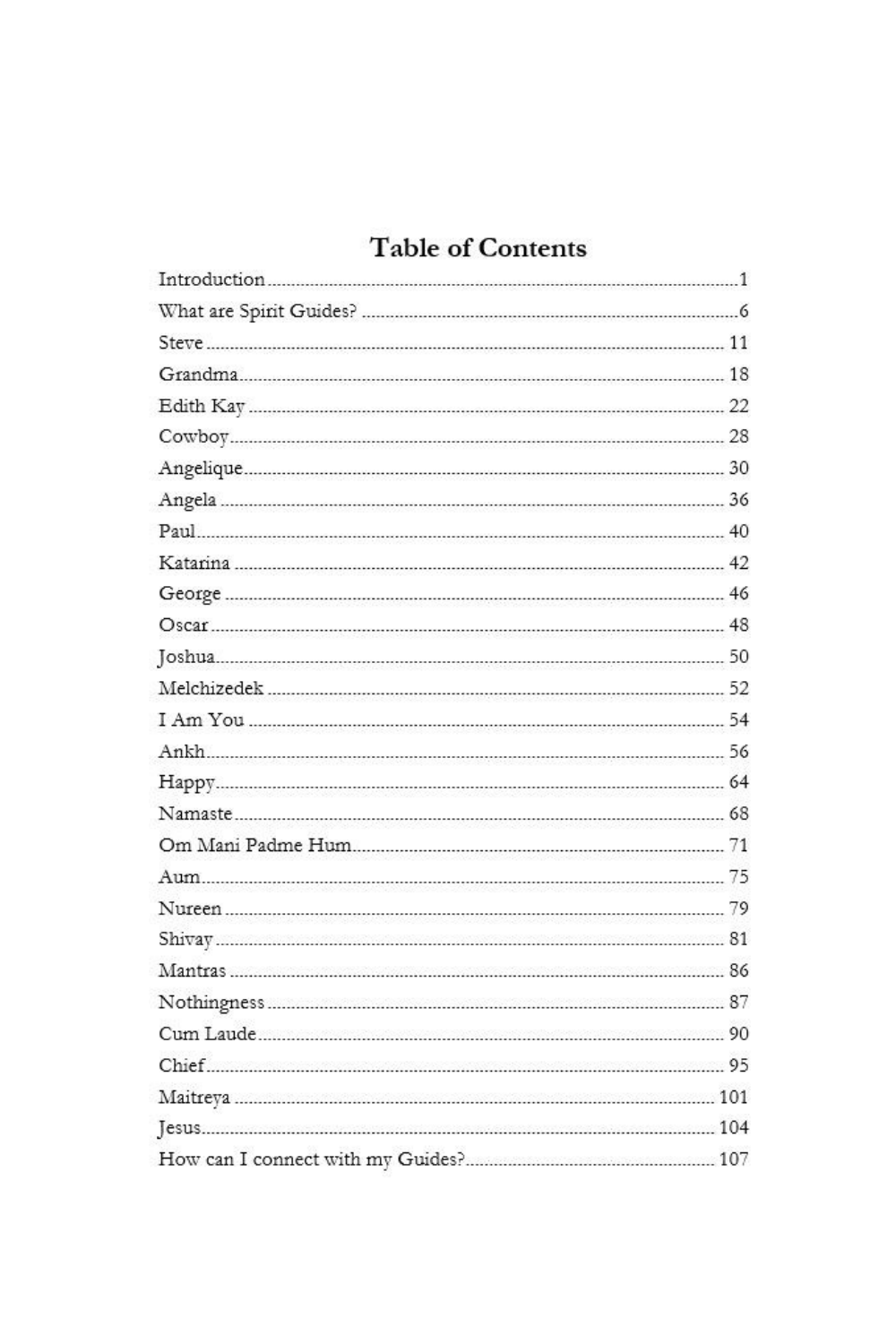# Table of Contents

| | |
|---|---|
| Introduction | 1 |
| What are Spirit Guides? | 6 |
| Steve | 11 |
| Grandma | 18 |
| Edith Kay | 22 |
| Cowboy | 28 |
| Angelique | 30 |
| Angela | 36 |
| Paul | 40 |
| Katarina | 42 |
| George | 46 |
| Oscar | 48 |
| Joshua | 50 |
| Melchizedek | 52 |
| I Am You | 54 |
| Ankh | 56 |
| Happy | 64 |
| Namaste | 68 |
| Om Mani Padme Hum | 71 |
| Aum | 75 |
| Nureen | 79 |
| Shivay | 81 |
| Mantras | 86 |
| Nothingness | 87 |
| Cum Laude | 90 |
| Chief | 95 |
| Maitreya | 101 |
| Jesus | 104 |
| How can I connect with my Guides? | 107 |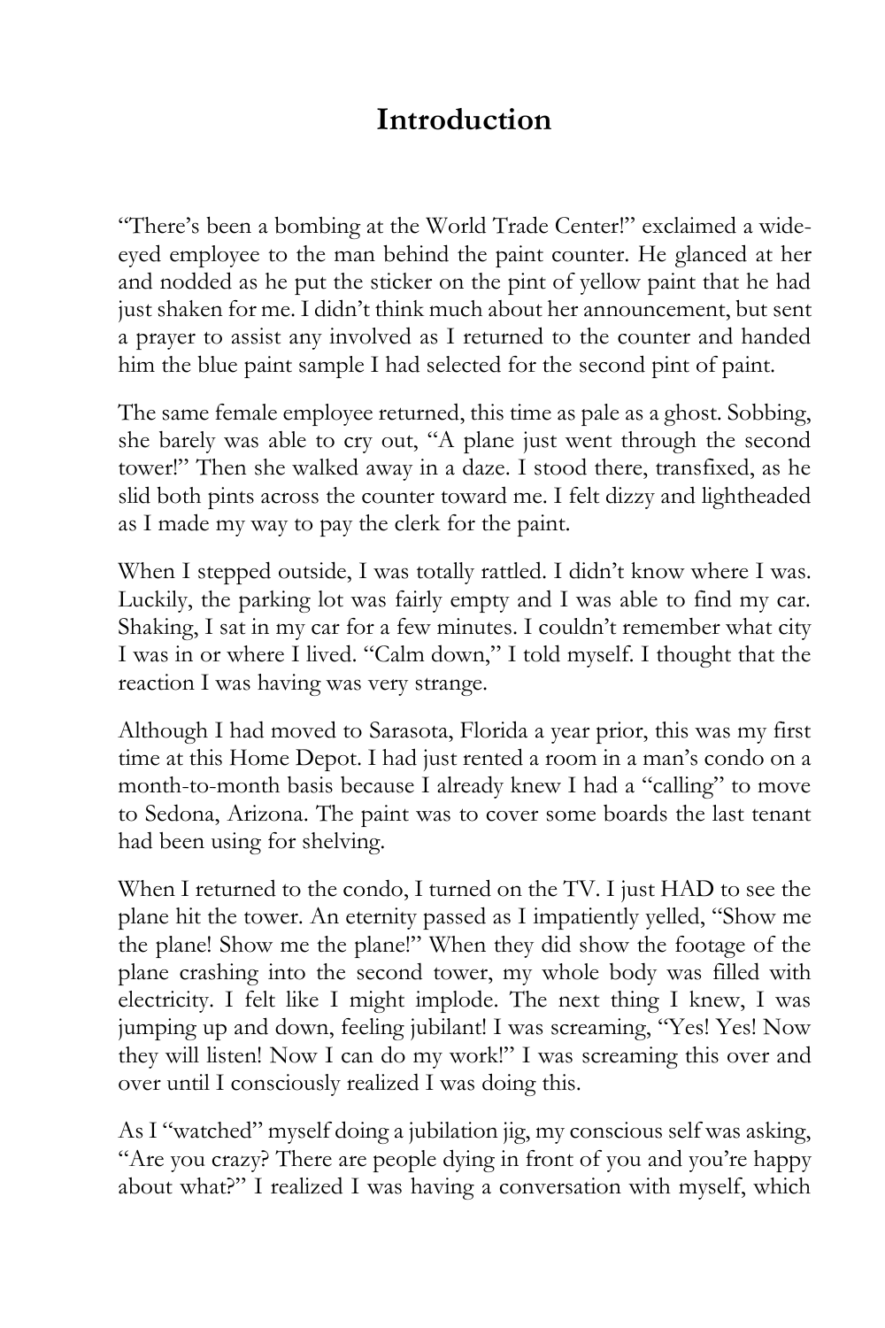# Introduction

"There's been a bombing at the World Trade Center!" exclaimed a wide-eyed employee to the man behind the paint counter. He glanced at her and nodded as he put the sticker on the pint of yellow paint that he had just shaken for me. I didn't think much about her announcement, but sent a prayer to assist any involved as I returned to the counter and handed him the blue paint sample I had selected for the second pint of paint.

The same female employee returned, this time as pale as a ghost. Sobbing, she barely was able to cry out, "A plane just went through the second tower!" Then she walked away in a daze. I stood there, transfixed, as he slid both pints across the counter toward me. I felt dizzy and lightheaded as I made my way to pay the clerk for the paint.

When I stepped outside, I was totally rattled. I didn't know where I was. Luckily, the parking lot was fairly empty and I was able to find my car. Shaking, I sat in my car for a few minutes. I couldn't remember what city I was in or where I lived. "Calm down," I told myself. I thought that the reaction I was having was very strange.

Although I had moved to Sarasota, Florida a year prior, this was my first time at this Home Depot. I had just rented a room in a man's condo on a month-to-month basis because I already knew I had a "calling" to move to Sedona, Arizona. The paint was to cover some boards the last tenant had been using for shelving.

When I returned to the condo, I turned on the TV. I just HAD to see the plane hit the tower. An eternity passed as I impatiently yelled, "Show me the plane! Show me the plane!" When they did show the footage of the plane crashing into the second tower, my whole body was filled with electricity. I felt like I might implode. The next thing I knew, I was jumping up and down, feeling jubilant! I was screaming, "Yes! Yes! Now they will listen! Now I can do my work!" I was screaming this over and over until I consciously realized I was doing this.

As I "watched" myself doing a jubilation jig, my conscious self was asking, "Are you crazy? There are people dying in front of you and you're happy about what?" I realized I was having a conversation with myself, which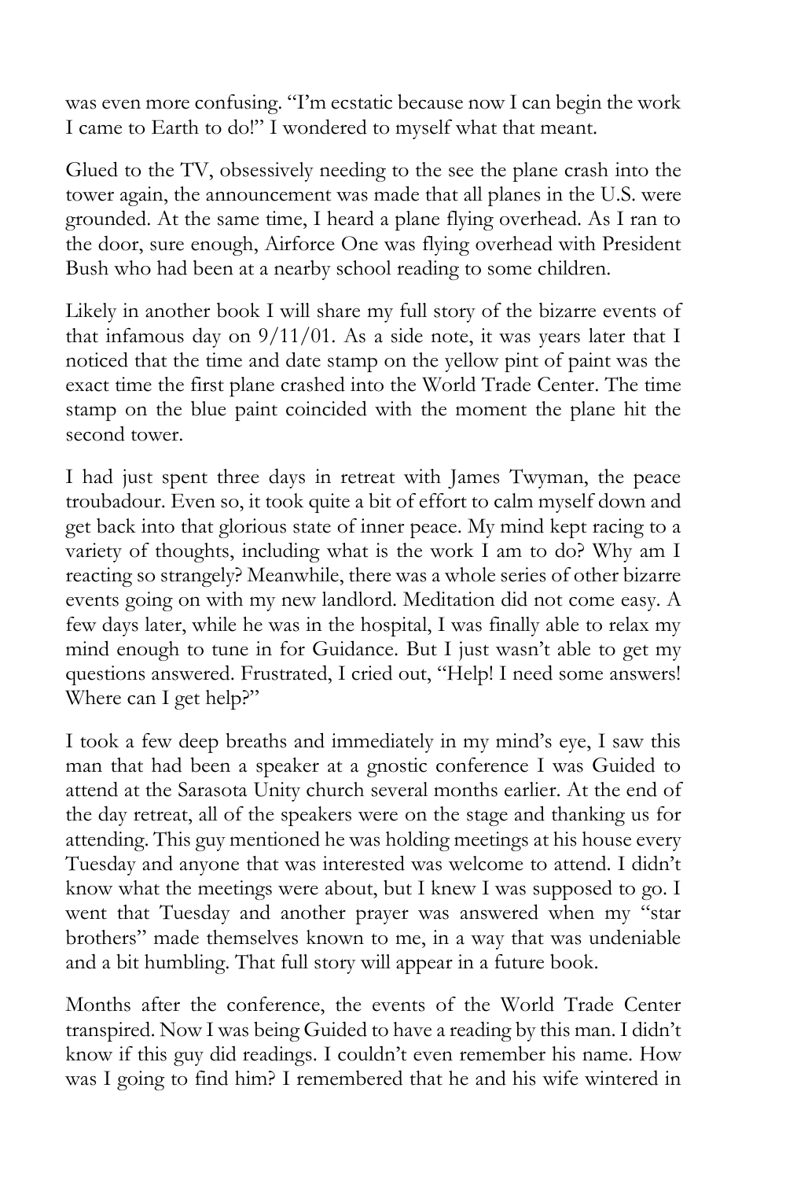was even more confusing. "I'm ecstatic because now I can begin the work I came to Earth to do!" I wondered to myself what that meant.

Glued to the TV, obsessively needing to the see the plane crash into the tower again, the announcement was made that all planes in the U.S. were grounded. At the same time, I heard a plane flying overhead. As I ran to the door, sure enough, Airforce One was flying overhead with President Bush who had been at a nearby school reading to some children.

Likely in another book I will share my full story of the bizarre events of that infamous day on 9/11/01. As a side note, it was years later that I noticed that the time and date stamp on the yellow pint of paint was the exact time the first plane crashed into the World Trade Center. The time stamp on the blue paint coincided with the moment the plane hit the second tower.

I had just spent three days in retreat with James Twyman, the peace troubadour. Even so, it took quite a bit of effort to calm myself down and get back into that glorious state of inner peace. My mind kept racing to a variety of thoughts, including what is the work I am to do? Why am I reacting so strangely? Meanwhile, there was a whole series of other bizarre events going on with my new landlord. Meditation did not come easy. A few days later, while he was in the hospital, I was finally able to relax my mind enough to tune in for Guidance. But I just wasn't able to get my questions answered. Frustrated, I cried out, "Help! I need some answers! Where can I get help?"

I took a few deep breaths and immediately in my mind's eye, I saw this man that had been a speaker at a gnostic conference I was Guided to attend at the Sarasota Unity church several months earlier. At the end of the day retreat, all of the speakers were on the stage and thanking us for attending. This guy mentioned he was holding meetings at his house every Tuesday and anyone that was interested was welcome to attend. I didn't know what the meetings were about, but I knew I was supposed to go. I went that Tuesday and another prayer was answered when my "star brothers" made themselves known to me, in a way that was undeniable and a bit humbling. That full story will appear in a future book.

Months after the conference, the events of the World Trade Center transpired. Now I was being Guided to have a reading by this man. I didn't know if this guy did readings. I couldn't even remember his name. How was I going to find him? I remembered that he and his wife wintered in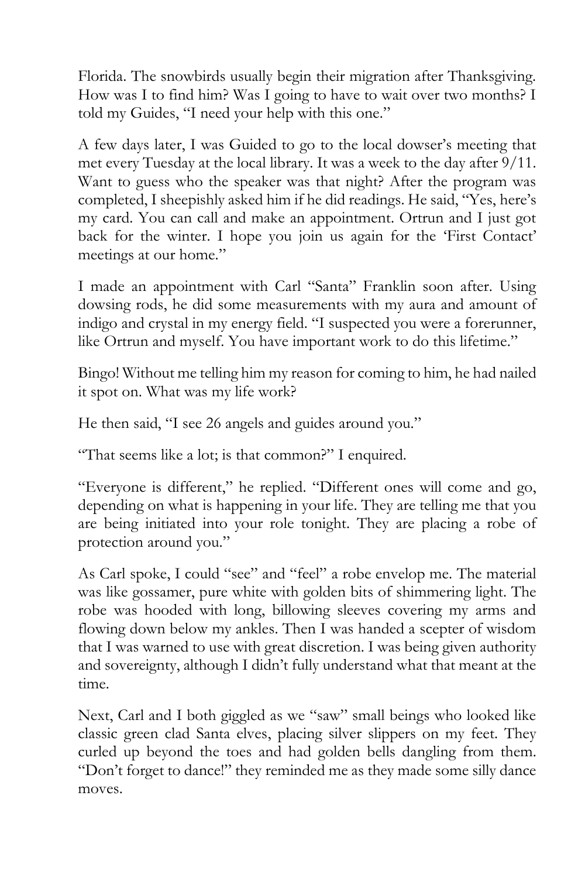Florida. The snowbirds usually begin their migration after Thanksgiving. How was I to find him? Was I going to have to wait over two months? I told my Guides, "I need your help with this one."

A few days later, I was Guided to go to the local dowser's meeting that met every Tuesday at the local library. It was a week to the day after 9/11. Want to guess who the speaker was that night? After the program was completed, I sheepishly asked him if he did readings. He said, "Yes, here's my card. You can call and make an appointment. Ortrun and I just got back for the winter. I hope you join us again for the 'First Contact' meetings at our home."

I made an appointment with Carl "Santa" Franklin soon after. Using dowsing rods, he did some measurements with my aura and amount of indigo and crystal in my energy field. "I suspected you were a forerunner, like Ortrun and myself. You have important work to do this lifetime."

Bingo! Without me telling him my reason for coming to him, he had nailed it spot on. What was my life work?

He then said, "I see 26 angels and guides around you."

"That seems like a lot; is that common?" I enquired.

"Everyone is different," he replied. "Different ones will come and go, depending on what is happening in your life. They are telling me that you are being initiated into your role tonight. They are placing a robe of protection around you."

As Carl spoke, I could "see" and "feel" a robe envelop me. The material was like gossamer, pure white with golden bits of shimmering light. The robe was hooded with long, billowing sleeves covering my arms and flowing down below my ankles. Then I was handed a scepter of wisdom that I was warned to use with great discretion. I was being given authority and sovereignty, although I didn't fully understand what that meant at the time.

Next, Carl and I both giggled as we "saw" small beings who looked like classic green clad Santa elves, placing silver slippers on my feet. They curled up beyond the toes and had golden bells dangling from them. "Don't forget to dance!" they reminded me as they made some silly dance moves.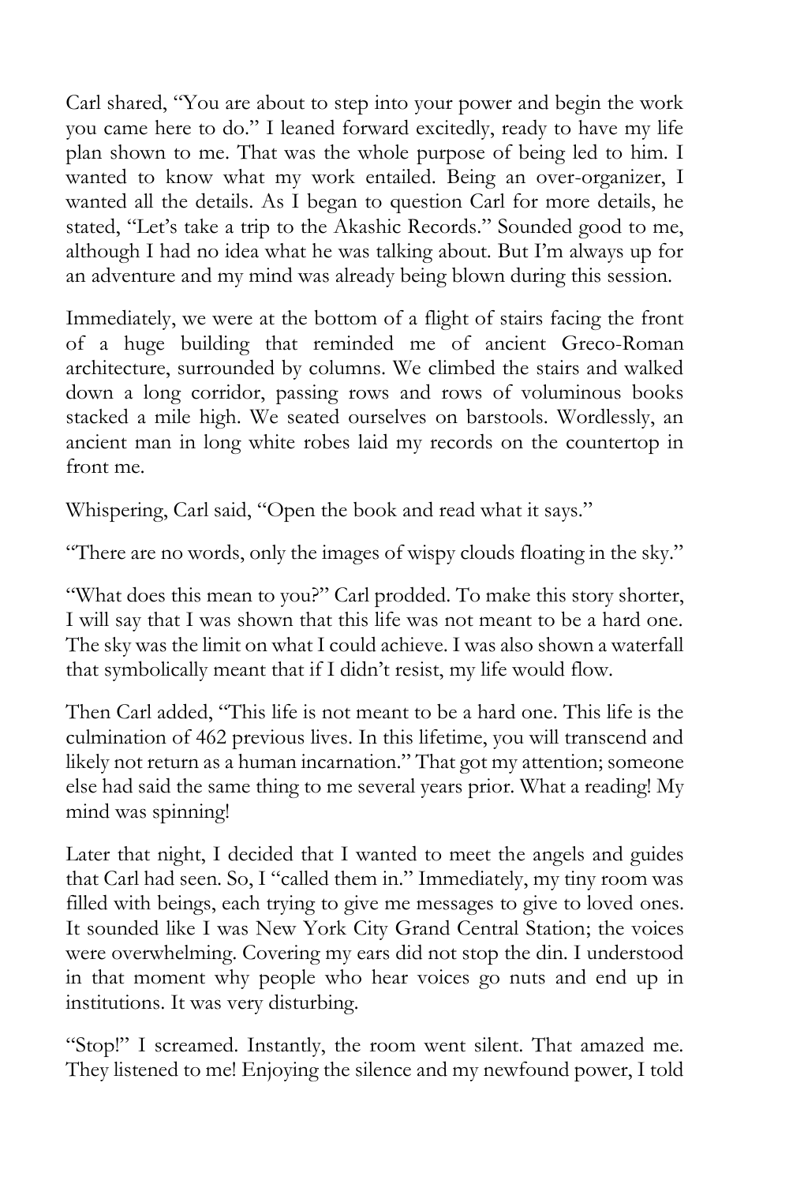Carl shared, "You are about to step into your power and begin the work you came here to do." I leaned forward excitedly, ready to have my life plan shown to me. That was the whole purpose of being led to him. I wanted to know what my work entailed. Being an over-organizer, I wanted all the details. As I began to question Carl for more details, he stated, "Let's take a trip to the Akashic Records." Sounded good to me, although I had no idea what he was talking about. But I'm always up for an adventure and my mind was already being blown during this session.

Immediately, we were at the bottom of a flight of stairs facing the front of a huge building that reminded me of ancient Greco-Roman architecture, surrounded by columns. We climbed the stairs and walked down a long corridor, passing rows and rows of voluminous books stacked a mile high. We seated ourselves on barstools. Wordlessly, an ancient man in long white robes laid my records on the countertop in front me.

Whispering, Carl said, "Open the book and read what it says."

"There are no words, only the images of wispy clouds floating in the sky."

"What does this mean to you?" Carl prodded. To make this story shorter, I will say that I was shown that this life was not meant to be a hard one. The sky was the limit on what I could achieve. I was also shown a waterfall that symbolically meant that if I didn't resist, my life would flow.

Then Carl added, "This life is not meant to be a hard one. This life is the culmination of 462 previous lives. In this lifetime, you will transcend and likely not return as a human incarnation." That got my attention; someone else had said the same thing to me several years prior. What a reading! My mind was spinning!

Later that night, I decided that I wanted to meet the angels and guides that Carl had seen. So, I "called them in." Immediately, my tiny room was filled with beings, each trying to give me messages to give to loved ones. It sounded like I was New York City Grand Central Station; the voices were overwhelming. Covering my ears did not stop the din. I understood in that moment why people who hear voices go nuts and end up in institutions. It was very disturbing.

"Stop!" I screamed. Instantly, the room went silent. That amazed me. They listened to me! Enjoying the silence and my newfound power, I told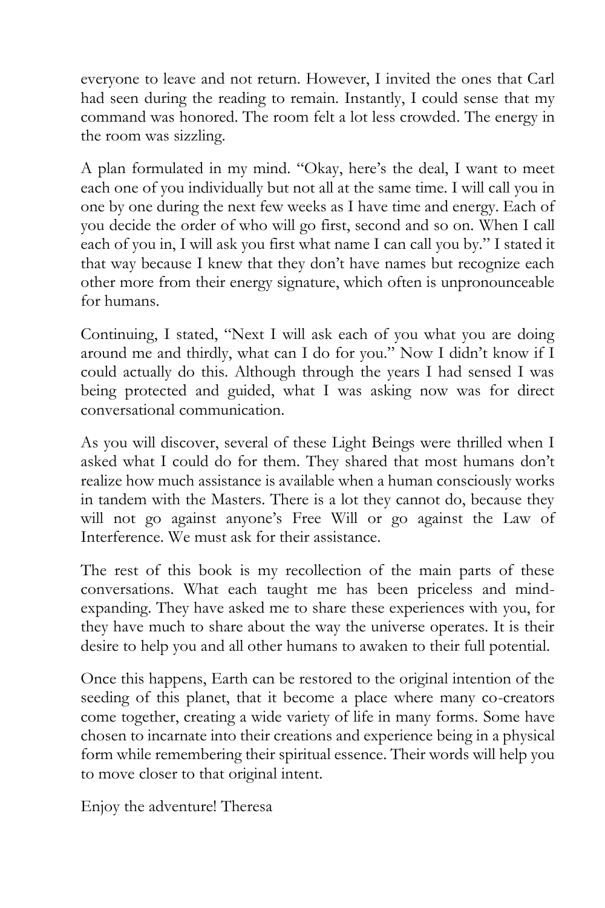everyone to leave and not return. However, I invited the ones that Carl had seen during the reading to remain. Instantly, I could sense that my command was honored. The room felt a lot less crowded. The energy in the room was sizzling.

A plan formulated in my mind. "Okay, here's the deal, I want to meet each one of you individually but not all at the same time. I will call you in one by one during the next few weeks as I have time and energy. Each of you decide the order of who will go first, second and so on. When I call each of you in, I will ask you first what name I can call you by." I stated it that way because I knew that they don't have names but recognize each other more from their energy signature, which often is unpronounceable for humans.

Continuing, I stated, "Next I will ask each of you what you are doing around me and thirdly, what can I do for you." Now I didn't know if I could actually do this. Although through the years I had sensed I was being protected and guided, what I was asking now was for direct conversational communication.

As you will discover, several of these Light Beings were thrilled when I asked what I could do for them. They shared that most humans don't realize how much assistance is available when a human consciously works in tandem with the Masters. There is a lot they cannot do, because they will not go against anyone's Free Will or go against the Law of Interference. We must ask for their assistance.

The rest of this book is my recollection of the main parts of these conversations. What each taught me has been priceless and mind-expanding. They have asked me to share these experiences with you, for they have much to share about the way the universe operates. It is their desire to help you and all other humans to awaken to their full potential.

Once this happens, Earth can be restored to the original intention of the seeding of this planet, that it become a place where many co-creators come together, creating a wide variety of life in many forms. Some have chosen to incarnate into their creations and experience being in a physical form while remembering their spiritual essence. Their words will help you to move closer to that original intent.

Enjoy the adventure! Theresa